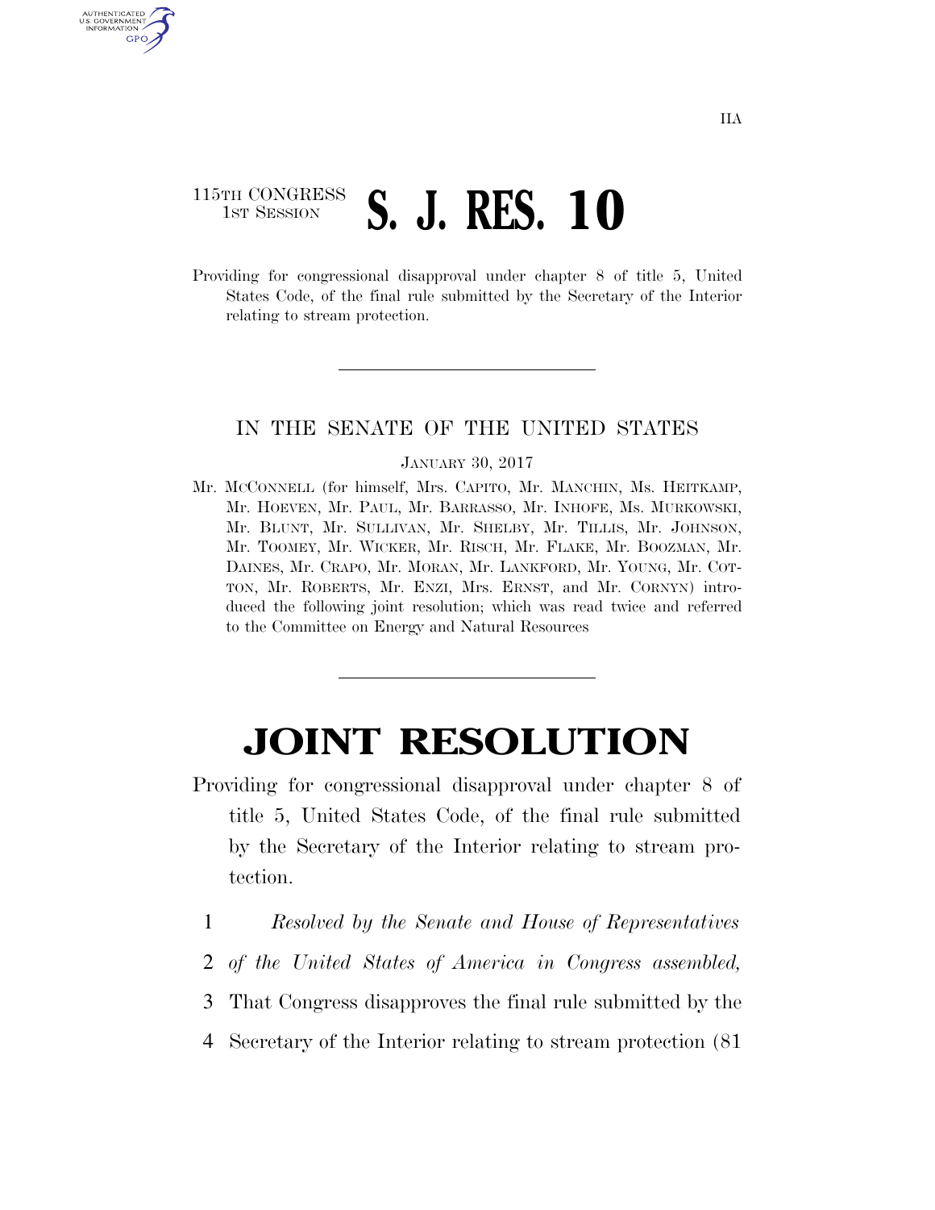IIA

115TH CONGRESS
1ST SESSION

# S. J. RES. 10

Providing for congressional disapproval under chapter 8 of title 5, United States Code, of the final rule submitted by the Secretary of the Interior relating to stream protection.

---

IN THE SENATE OF THE UNITED STATES

JANUARY 30, 2017

Mr. MCCONNELL (for himself, Mrs. CAPITO, Mr. MANCHIN, Ms. HEITKAMP, Mr. HOEVEN, Mr. PAUL, Mr. BARRASSO, Mr. INHOFE, Ms. MURKOWSKI, Mr. BLUNT, Mr. SULLIVAN, Mr. SHELBY, Mr. TILLIS, Mr. JOHNSON, Mr. TOOMEY, Mr. WICKER, Mr. RISCH, Mr. FLAKE, Mr. BOOZMAN, Mr. DAINES, Mr. CRAPO, Mr. MORAN, Mr. LANKFORD, Mr. YOUNG, Mr. COTTON, Mr. ROBERTS, Mr. ENZI, Mrs. ERNST, and Mr. CORNYN) introduced the following joint resolution; which was read twice and referred to the Committee on Energy and Natural Resources

---

# JOINT RESOLUTION

Providing for congressional disapproval under chapter 8 of title 5, United States Code, of the final rule submitted by the Secretary of the Interior relating to stream protection.

1 *Resolved by the Senate and House of Representatives*
2 *of the United States of America in Congress assembled,*
3 That Congress disapproves the final rule submitted by the
4 Secretary of the Interior relating to stream protection (81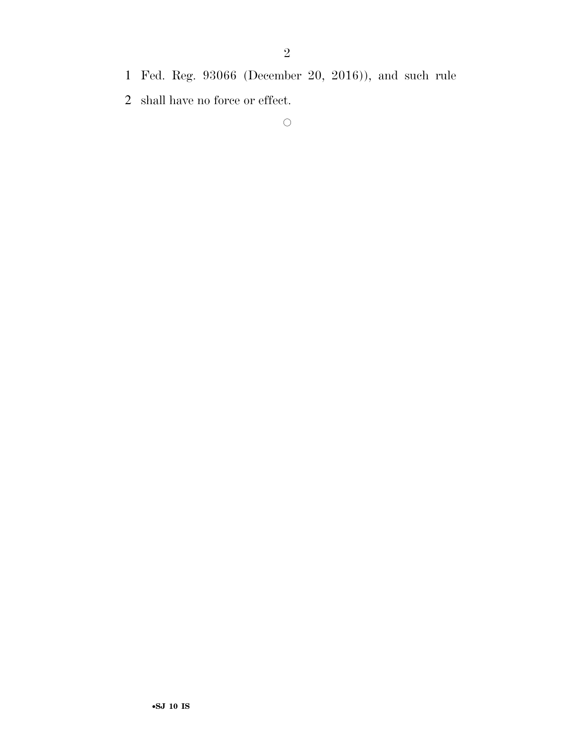Fed. Reg. 93066 (December 20, 2016)), and such rule shall have no force or effect.

○